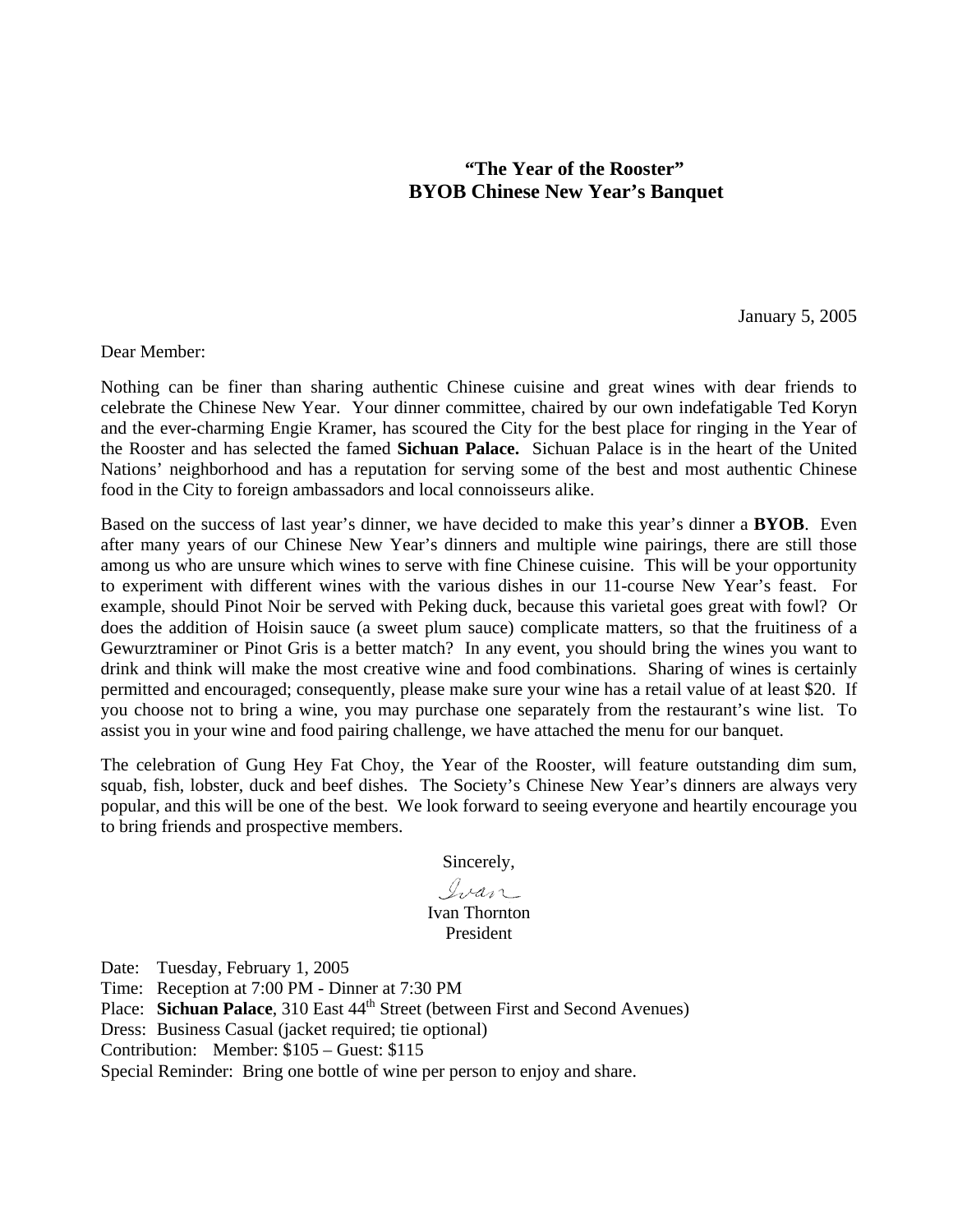## "The Year of the Rooster"
## BYOB Chinese New Year's Banquet

January 5, 2005

Dear Member:

Nothing can be finer than sharing authentic Chinese cuisine and great wines with dear friends to celebrate the Chinese New Year. Your dinner committee, chaired by our own indefatigable Ted Koryn and the ever-charming Engie Kramer, has scoured the City for the best place for ringing in the Year of the Rooster and has selected the famed **Sichuan Palace.** Sichuan Palace is in the heart of the United Nations' neighborhood and has a reputation for serving some of the best and most authentic Chinese food in the City to foreign ambassadors and local connoisseurs alike.

Based on the success of last year's dinner, we have decided to make this year's dinner a **BYOB**. Even after many years of our Chinese New Year's dinners and multiple wine pairings, there are still those among us who are unsure which wines to serve with fine Chinese cuisine. This will be your opportunity to experiment with different wines with the various dishes in our 11-course New Year's feast. For example, should Pinot Noir be served with Peking duck, because this varietal goes great with fowl? Or does the addition of Hoisin sauce (a sweet plum sauce) complicate matters, so that the fruitiness of a Gewurztraminer or Pinot Gris is a better match? In any event, you should bring the wines you want to drink and think will make the most creative wine and food combinations. Sharing of wines is certainly permitted and encouraged; consequently, please make sure your wine has a retail value of at least $20. If you choose not to bring a wine, you may purchase one separately from the restaurant's wine list. To assist you in your wine and food pairing challenge, we have attached the menu for our banquet.

The celebration of Gung Hey Fat Choy, the Year of the Rooster, will feature outstanding dim sum, squab, fish, lobster, duck and beef dishes. The Society's Chinese New Year's dinners are always very popular, and this will be one of the best. We look forward to seeing everyone and heartily encourage you to bring friends and prospective members.

Sincerely,

*Ivan*

Ivan Thornton
President

Date: Tuesday, February 1, 2005
Time: Reception at 7:00 PM - Dinner at 7:30 PM
Place: **Sichuan Palace**, 310 East 44th Street (between First and Second Avenues)
Dress: Business Casual (jacket required; tie optional)
Contribution: Member: $105 – Guest: $115
Special Reminder: Bring one bottle of wine per person to enjoy and share.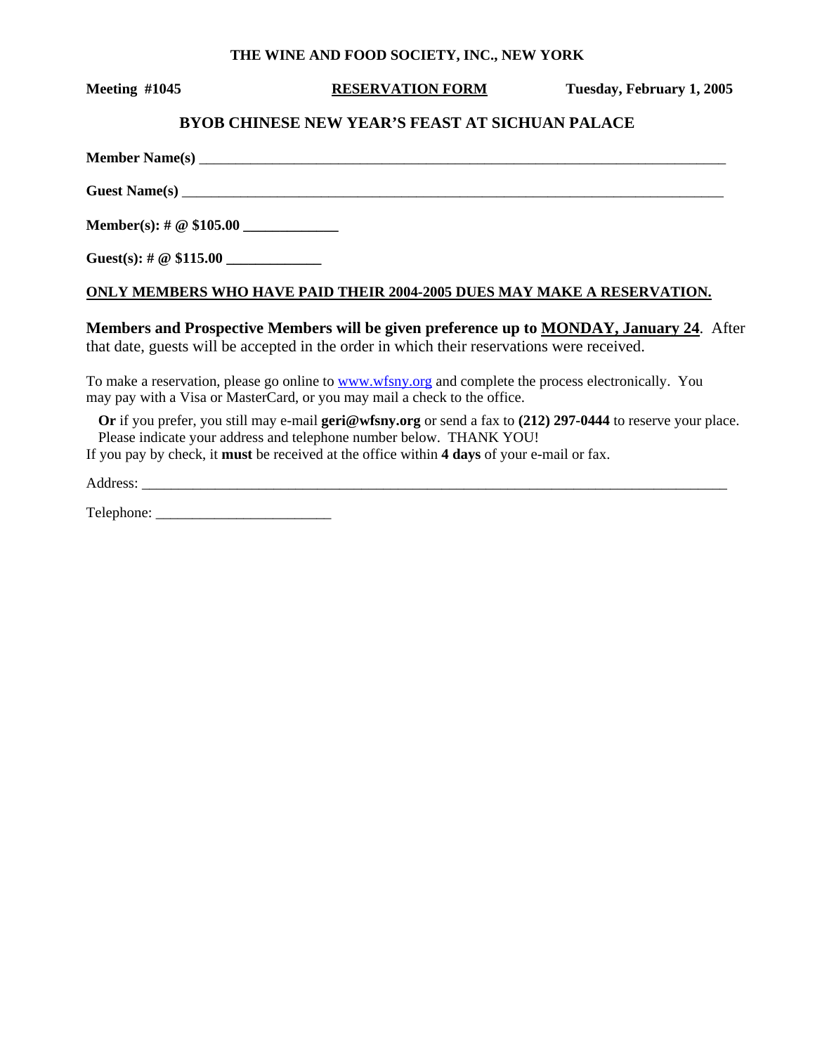**THE WINE AND FOOD SOCIETY, INC., NEW YORK**

**Meeting #1045** **RESERVATION FORM** **Tuesday, February 1, 2005**

## BYOB CHINESE NEW YEAR'S FEAST AT SICHUAN PALACE

**Member Name(s)** ___________________________________________________________________________

**Guest Name(s)** ____________________________________________________________________________

**Member(s): # @ $105.00** _____________

**Guest(s): # @ $115.00** _____________

**ONLY MEMBERS WHO HAVE PAID THEIR 2004-2005 DUES MAY MAKE A RESERVATION.**

**Members and Prospective Members will be given preference up to MONDAY, January 24**. After that date, guests will be accepted in the order in which their reservations were received.

To make a reservation, please go online to www.wfsny.org and complete the process electronically. You may pay with a Visa or MasterCard, or you may mail a check to the office.

**Or** if you prefer, you still may e-mail **geri@wfsny.org** or send a fax to **(212) 297-0444** to reserve your place. Please indicate your address and telephone number below. THANK YOU!

If you pay by check, it **must** be received at the office within **4 days** of your e-mail or fax.

Address: ____________________________________________________________________________________

Telephone: ________________________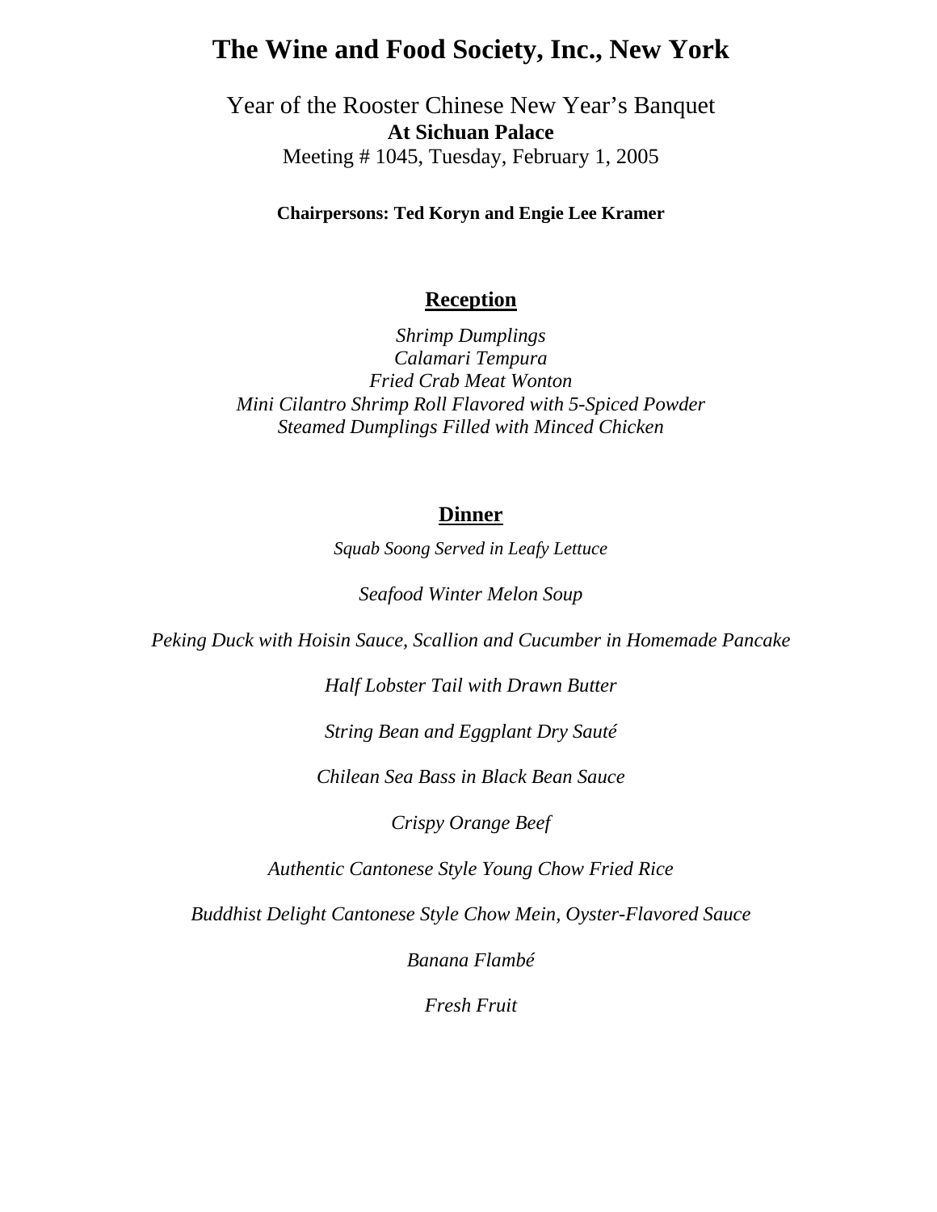# The Wine and Food Society, Inc., New York

Year of the Rooster Chinese New Year's Banquet
**At Sichuan Palace**
Meeting # 1045, Tuesday, February 1, 2005

**Chairpersons: Ted Koryn and Engie Lee Kramer**

## Reception

*Shrimp Dumplings*
*Calamari Tempura*
*Fried Crab Meat Wonton*
*Mini Cilantro Shrimp Roll Flavored with 5-Spiced Powder*
*Steamed Dumplings Filled with Minced Chicken*

## Dinner

*Squab Soong Served in Leafy Lettuce*

*Seafood Winter Melon Soup*

*Peking Duck with Hoisin Sauce, Scallion and Cucumber in Homemade Pancake*

*Half Lobster Tail with Drawn Butter*

*String Bean and Eggplant Dry Sauté*

*Chilean Sea Bass in Black Bean Sauce*

*Crispy Orange Beef*

*Authentic Cantonese Style Young Chow Fried Rice*

*Buddhist Delight Cantonese Style Chow Mein, Oyster-Flavored Sauce*

*Banana Flambé*

*Fresh Fruit*